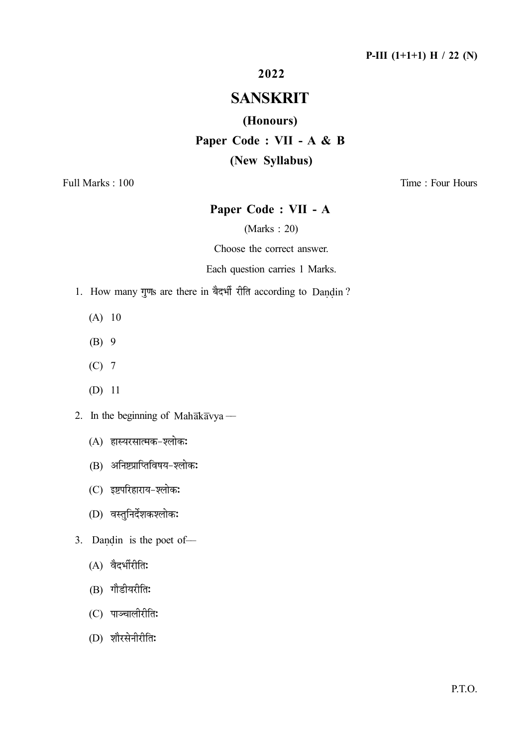P-III (1+1+1) H / 22 (N)

# 2022

# SANSKRIT

## (Honours)

## Paper Code : VII - A & B

## (New Syllabus)

Full Marks : 100 Time : Four Hours

## Paper Code : VII - A

(Marks : 20)

Choose the correct answer.

Each question carries 1 Marks.

1. How many गुणs are there in बैदर्भी रीति according to Daṇḍin ?

   (A) 10

   (B) 9

   (C) 7

   (D) 11

2. In the beginning of Mahākāvya —

   (A) हास्यरसात्मक-श्लोकः

   (B) अनिष्टप्राप्तिविषय-श्लोकः

   (C) इष्टपरिहाराय-श्लोकः

   (D) वस्तुनिर्देशकश्लोकः

3. Daṇḍin is the poet of—

   (A) वैदर्भीरीतिः

   (B) गौडीयरीतिः

   (C) पाञ्चालीरीतिः

   (D) शौरसेनीरीतिः

P.T.O.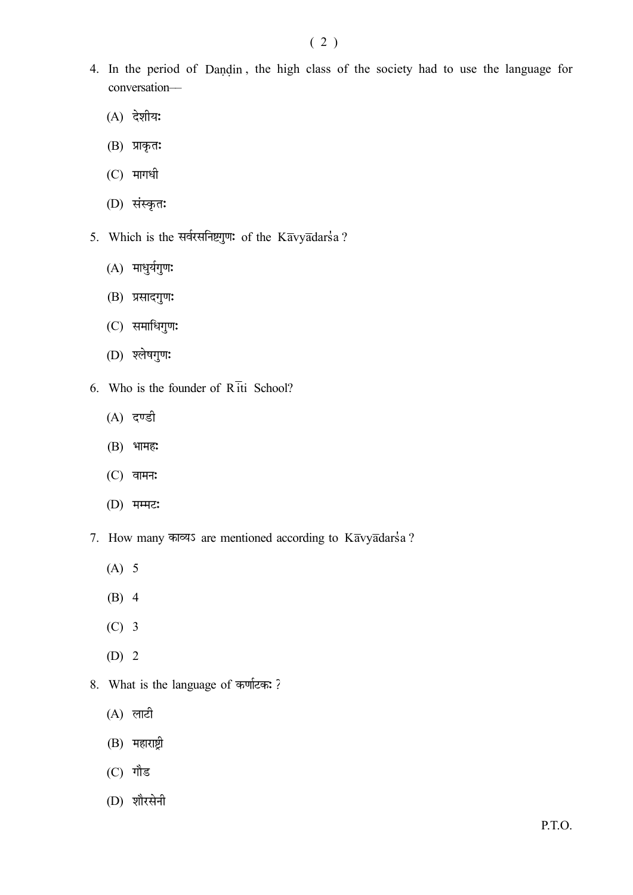4. In the period of Daṇḍin, the high class of the society had to use the language for conversation—

   (A) देशीयः

   (B) प्राकृतः

   (C) मागधी

   (D) संस्कृतः

5. Which is the सर्वरसनिष्ठगुणः of the Kāvyādarśa ?

   (A) माधुर्यगुणः

   (B) प्रसादगुणः

   (C) समाधिगुणः

   (D) श्लेषगुणः

6. Who is the founder of Rīti School?

   (A) दण्डी

   (B) भामहः

   (C) वामनः

   (D) मम्मटः

7. How many काव्यऽ are mentioned according to Kāvyādarśa ?

   (A) 5

   (B) 4

   (C) 3

   (D) 2

8. What is the language of कर्णाटकः ?

   (A) लाटी

   (B) महाराष्ट्री

   (C) गौड

   (D) शौरसेनी

P.T.O.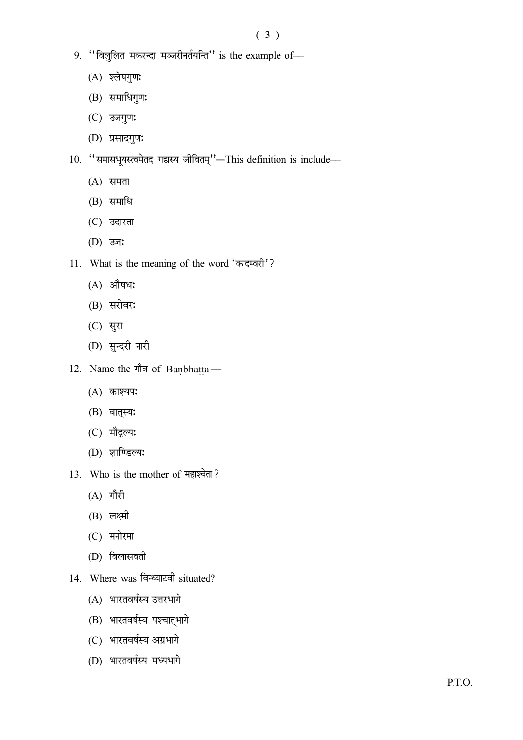9. "विलुलित मकरन्दा मञ्जरीनर्तयन्ति" is the example of—

   (A) श्लेषगुणः

   (B) समाधिगुणः

   (C) उजगुणः

   (D) प्रसादगुणः

10. "समासभूयस्त्वमेतद गद्यस्य जीवितम्"—This definition is include—

    (A) समता

    (B) समाधि

    (C) उदारता

    (D) उजः

11. What is the meaning of the word 'कादम्वरी'?

    (A) औषधः

    (B) सरोवरः

    (C) सुरा

    (D) सुन्दरी नारी

12. Name the गौत्र of Bāṇbhaṭṭa—

    (A) काश्यपः

    (B) वात्स्यः

    (C) मौद्गल्यः

    (D) शाण्डिल्यः

13. Who is the mother of महाश्वेता?

    (A) गौरी

    (B) लक्ष्मी

    (C) मनोरमा

    (D) विलासवती

14. Where was विन्ध्याटवी situated?

    (A) भारतवर्षस्य उत्तरभागे

    (B) भारतवर्षस्य पश्चात्भागे

    (C) भारतवर्षस्य अग्रभागे

    (D) भारतवर्षस्य मध्यभागे

P.T.O.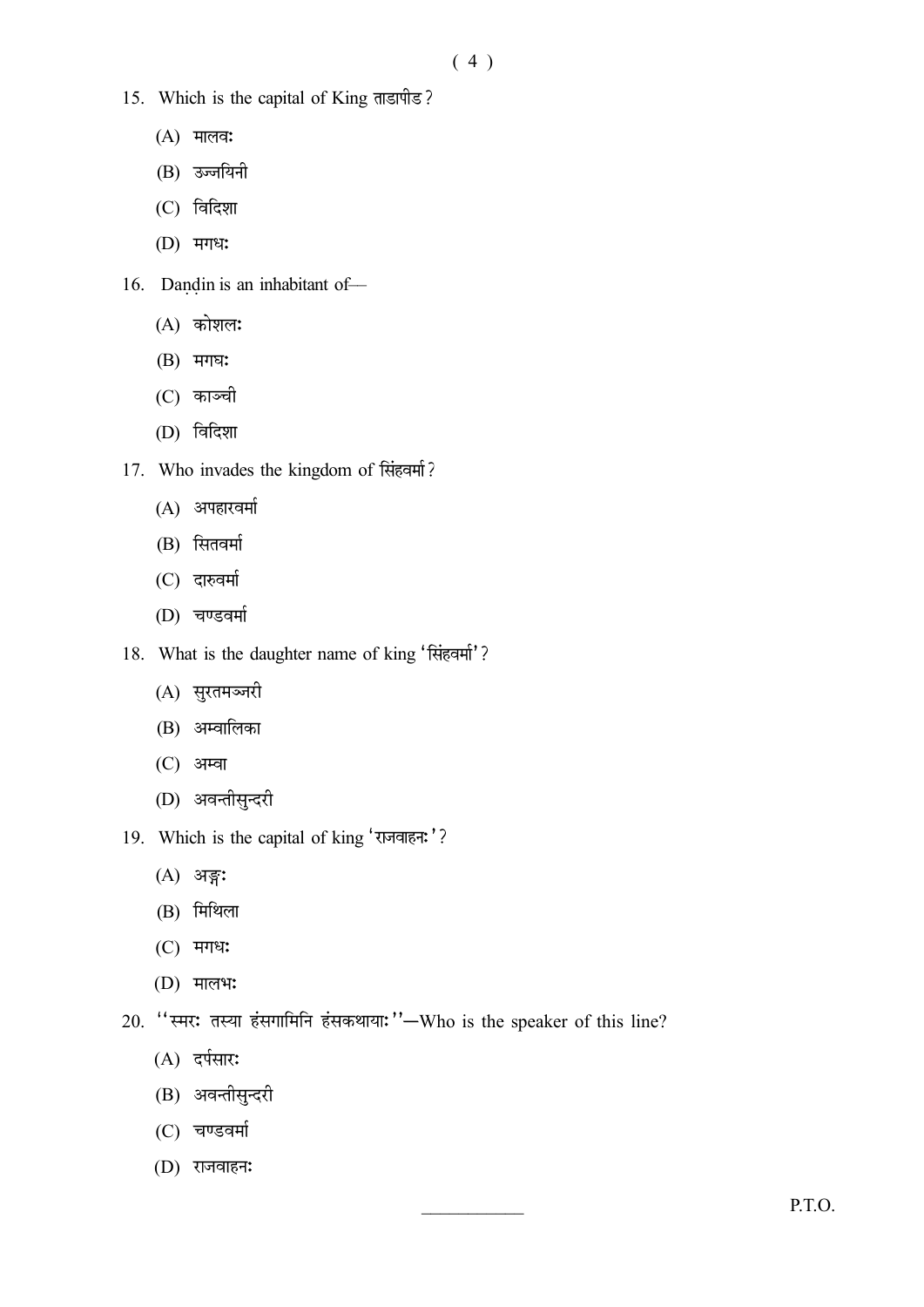15. Which is the capital of King ताडापीड ?

    (A) मालवः

    (B) उज्जयिनी

    (C) विदिशा

    (D) मगधः

16. Daṇḍin is an inhabitant of—

    (A) कोशलः

    (B) मगघः

    (C) काञ्ची

    (D) विदिशा

17. Who invades the kingdom of सिंहवर्मा ?

    (A) अपहारवर्मा

    (B) सितवर्मा

    (C) दारुवर्मा

    (D) चण्डवर्मा

18. What is the daughter name of king 'सिंहवर्मा' ?

    (A) सुरतमञ्जरी

    (B) अम्वालिका

    (C) अम्वा

    (D) अवन्तीसुन्दरी

19. Which is the capital of king 'राजवाहनः' ?

    (A) अङ्गः

    (B) मिथिला

    (C) मगधः

    (D) मालभः

20. ''स्मरः तस्या हंसगामिनि हंसकथायाः''—Who is the speaker of this line?

    (A) दर्पसारः

    (B) अवन्तीसुन्दरी

    (C) चण्डवर्मा

    (D) राजवाहनः

P.T.O.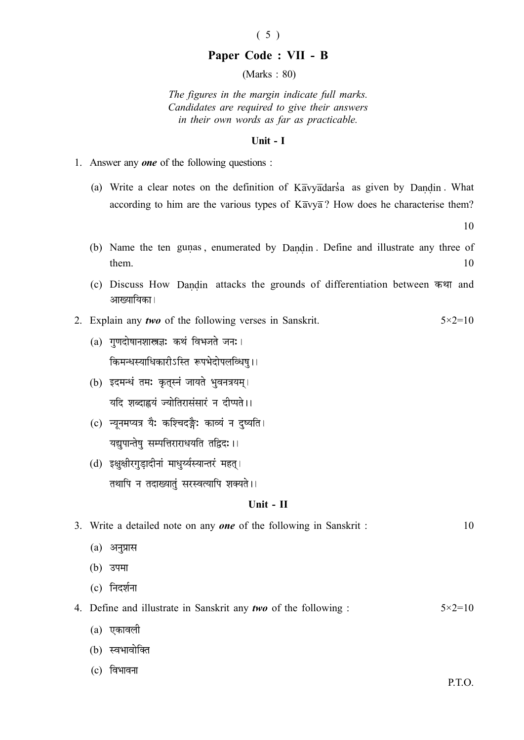## Paper Code : VII - B

(Marks : 80)

*The figures in the margin indicate full marks.*
*Candidates are required to give their answers in their own words as far as practicable.*

### Unit - I

1. Answer any ***one*** of the following questions :

   (a) Write a clear notes on the definition of Kāvyādarśa as given by Daṇḍin. What according to him are the various types of Kāvyā? How does he characterise them? 10

   (b) Name the ten guṇas, enumerated by Daṇḍin. Define and illustrate any three of them. 10

   (c) Discuss How Daṇḍin attacks the grounds of differentiation between कथा and आख्यायिका।

2. Explain any ***two*** of the following verses in Sanskrit. 5×2=10

   (a) गुणदोषानशास्त्रज्ञः कथं विभजते जनः।
   किमन्धस्याधिकारोऽस्ति रूपभेदोपलब्धिषु।।

   (b) इदमन्धं तमः कृत्स्नं जायते भुवनत्रयम्।
   यदि शब्दाह्वयं ज्योतिरासंसारं न दीप्यते।।

   (c) न्यूनमप्यत्र यैः कश्चिदङ्गैः काव्यं न दुष्यति।
   यद्युपात्तेषु सम्पत्तिराराधयति तद्विदः।।

   (d) इक्षुक्षीरगुड़ादीनां माधुर्य्यस्यान्तरं महत्।
   तथापि न तदाख्यातुं सरस्वत्यापि शक्यते।।

### Unit - II

3. Write a detailed note on any ***one*** of the following in Sanskrit : 10

   (a) अनुप्रास

   (b) उपमा

   (c) निदर्शना

4. Define and illustrate in Sanskrit any ***two*** of the following : 5×2=10

   (a) एकावली

   (b) स्वभावोक्ति

   (c) विभावना

P.T.O.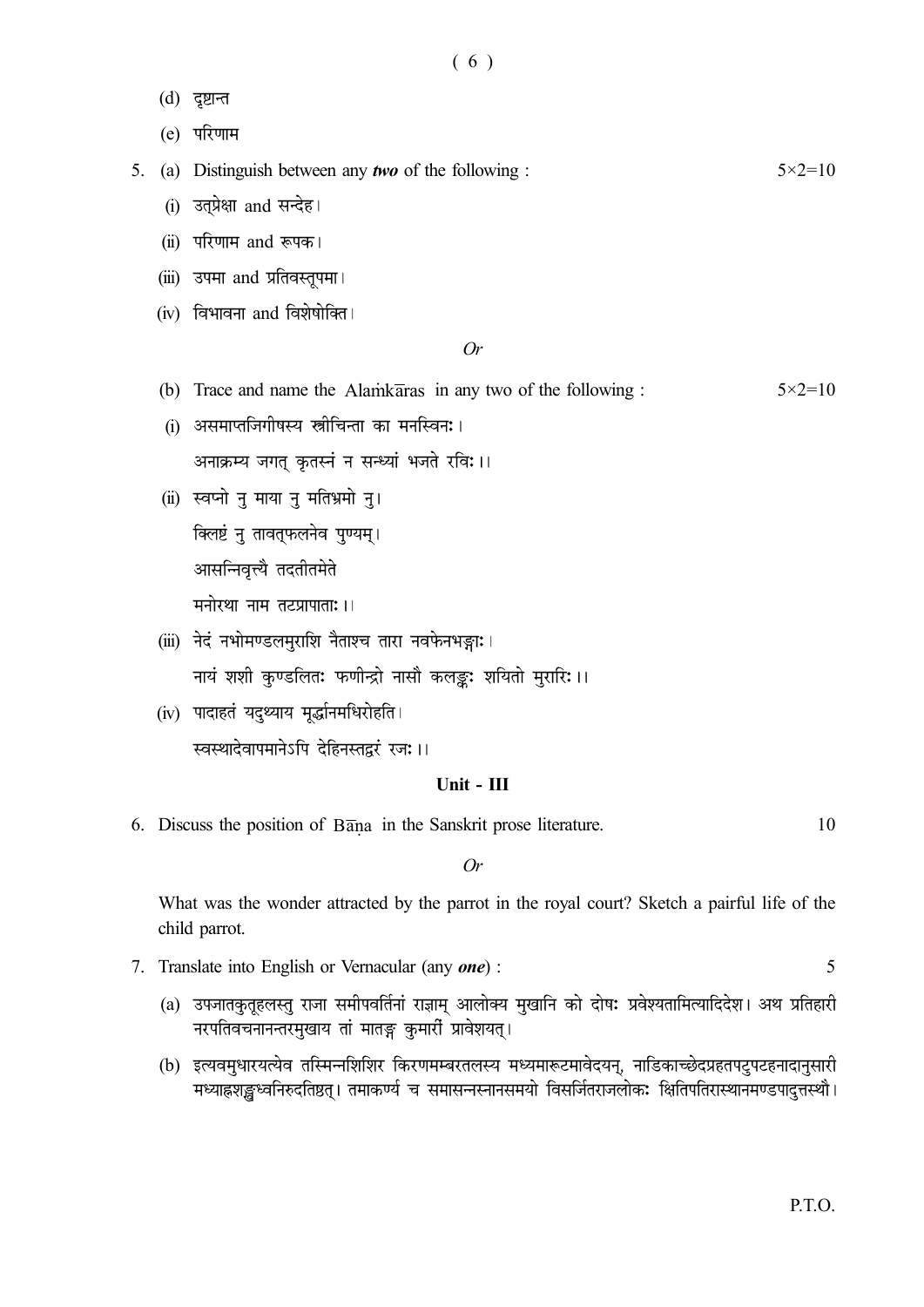(d) दृष्टान्त

(e) परिणाम

5. (a) Distinguish between any ***two*** of the following : 5×2=10

(i) उत्प्रेक्षा and सन्देह।

(ii) परिणाम and रूपक।

(iii) उपमा and प्रतिवस्तूपमा।

(iv) विभावना and विशेषोक्ति।

*Or*

(b) Trace and name the Alaṁkāras in any two of the following : 5×2=10

(i) असमाप्तजिगीषस्य स्त्रीचिन्ता का मनस्विनः।
अनाक्रम्य जगत् कृतस्नं न सन्ध्यां भजते रविः।।

(ii) स्वप्नो नु माया नु मतिभ्रमो नु।
क्लिष्टं नु तावत्फलनेव पुण्यम्।
आसन्निवृत्त्यै तदतीतमेते
मनोरथा नाम तटप्रापाताः।।

(iii) नेदं नभोमण्डलमुराशि नैताश्च तारा नवफेनभङ्गाः।
नायं शशी कुण्डलितः फणीन्द्रो नासौ कलङ्कः शयितो मुरारिः।।

(iv) पादाहतं यदुथ्याय मूर्द्धानमधिरोहति।
स्वस्थादेवापमानेऽपि देहिनस्तद्वरं रजः।।

## Unit - III

6. Discuss the position of Bāṇa in the Sanskrit prose literature. 10

*Or*

What was the wonder attracted by the parrot in the royal court? Sketch a pairful life of the child parrot.

7. Translate into English or Vernacular (any ***one***) : 5

(a) उपजातकुतूहलस्तु राजा समीपवर्तिनां राज्ञाम् आलोक्य मुखानि को दोषः प्रवेश्यतामित्यादिदेश। अथ प्रतिहारी नरपतिवचनानन्तरमुखाय तां मातङ्ग कुमारीं प्रावेशयत्।

(b) इत्यवमुधारयत्येव तस्मिन्नशिशिर किरणमम्बरतलस्य मध्यमारूटमावेदयन्, नाडिकाच्छेदप्रहतपटुपटहनादानुसारी मध्याह्नशङ्खध्वनिरुदतिष्ठत्। तमाकर्ण्य च समासन्नस्नानसमयो विसर्जितराजलोकः क्षितिपतिरास्थानमण्डपादुत्तस्थौ।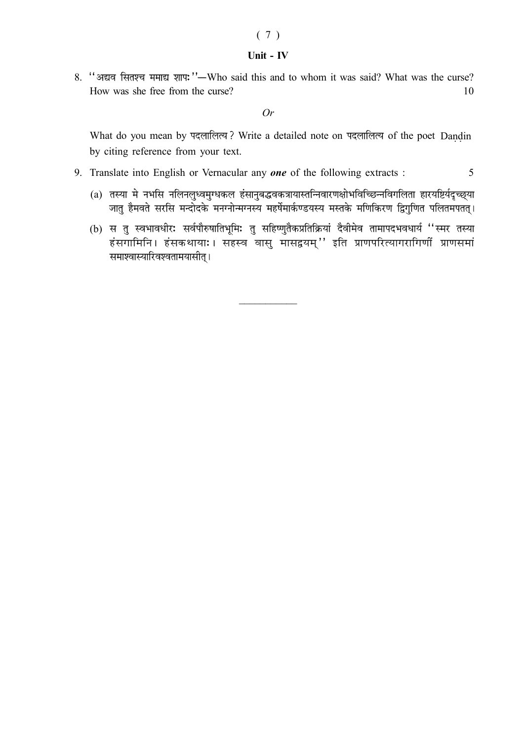## Unit - IV

8. ''अद्यव सितश्च ममाद्य शापः''—Who said this and to whom it was said? What was the curse? How was she free from the curse? 10

*Or*

What do you mean by पदलालित्य ? Write a detailed note on पदलालित्य of the poet Daṇḍin by citing reference from your text.

9. Translate into English or Vernacular any ***one*** of the following extracts : 5

   (a) तस्या मे नभसि नलिनलुध्वमुग्धकल हंसानुबद्धवकत्रायास्तन्निवारणक्षोभविच्छिन्नविगलिता हारयष्टिर्यदृच्छ्या जातु हैमवते सरसि मन्दोदके मनग्नोन्मग्नस्य महर्षेमार्कण्डयस्य मस्तके मणिकिरण द्विगुणित पलितमपतत्।

   (b) स तु स्वभावधीरः सर्वपौरुषातिभूमिः तु सहिष्णुतैकप्रतिक्रियां दैवीमेव तामापदभवधार्य ''स्मर तस्या हंसगामिनि। हंसकथायाः। सहस्व वासु मासद्वयम्'' इति प्राणपरित्यागरागिणीं प्राणसमां समाश्वास्यारिवश्वतामयासीत्।